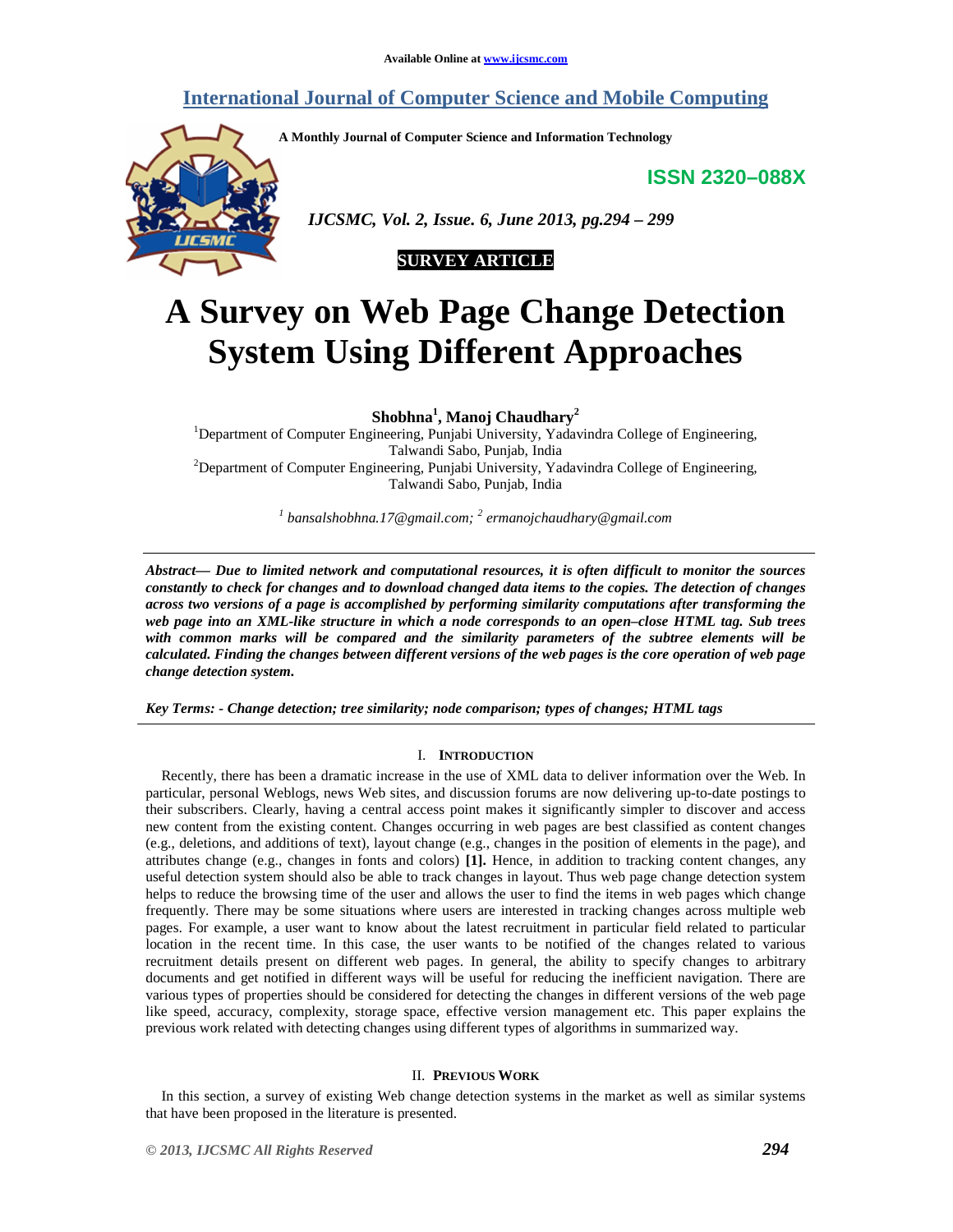Available Online at www.ijcsmc.com

# International Journal of Computer Science and Mobile Computing

A Monthly Journal of Computer Science and Information Technology

ISSN 2320–088X

**SURVEY ARTICLE**

# A Survey on Web Page Change Detection System Using Different Approaches

**Shobhna[1], Manoj Chaudhary[2]**

[1]Department of Computer Engineering, Punjabi University, Yadavindra College of Engineering, Talwandi Sabo, Punjab, India

[2]Department of Computer Engineering, Punjabi University, Yadavindra College of Engineering, Talwandi Sabo, Punjab, India

*[1] bansalshobhna.17@gmail.com; [2] ermanojchaudhary@gmail.com*

***Abstract— Due to limited network and computational resources, it is often difficult to monitor the sources constantly to check for changes and to download changed data items to the copies. The detection of changes across two versions of a page is accomplished by performing similarity computations after transforming the web page into an XML-like structure in which a node corresponds to an open–close HTML tag. Sub trees with common marks will be compared and the similarity parameters of the subtree elements will be calculated. Finding the changes between different versions of the web pages is the core operation of web page change detection system.***

***Key Terms: - Change detection; tree similarity; node comparison; types of changes; HTML tags***

## I. Introduction

Recently, there has been a dramatic increase in the use of XML data to deliver information over the Web. In particular, personal Weblogs, news Web sites, and discussion forums are now delivering up-to-date postings to their subscribers. Clearly, having a central access point makes it significantly simpler to discover and access new content from the existing content. Changes occurring in web pages are best classified as content changes (e.g., deletions, and additions of text), layout change (e.g., changes in the position of elements in the page), and attributes change (e.g., changes in fonts and colors) **[1].** Hence, in addition to tracking content changes, any useful detection system should also be able to track changes in layout. Thus web page change detection system helps to reduce the browsing time of the user and allows the user to find the items in web pages which change frequently. There may be some situations where users are interested in tracking changes across multiple web pages. For example, a user want to know about the latest recruitment in particular field related to particular location in the recent time. In this case, the user wants to be notified of the changes related to various recruitment details present on different web pages. In general, the ability to specify changes to arbitrary documents and get notified in different ways will be useful for reducing the inefficient navigation. There are various types of properties should be considered for detecting the changes in different versions of the web page like speed, accuracy, complexity, storage space, effective version management etc. This paper explains the previous work related with detecting changes using different types of algorithms in summarized way.

## II. Previous Work

In this section, a survey of existing Web change detection systems in the market as well as similar systems that have been proposed in the literature is presented.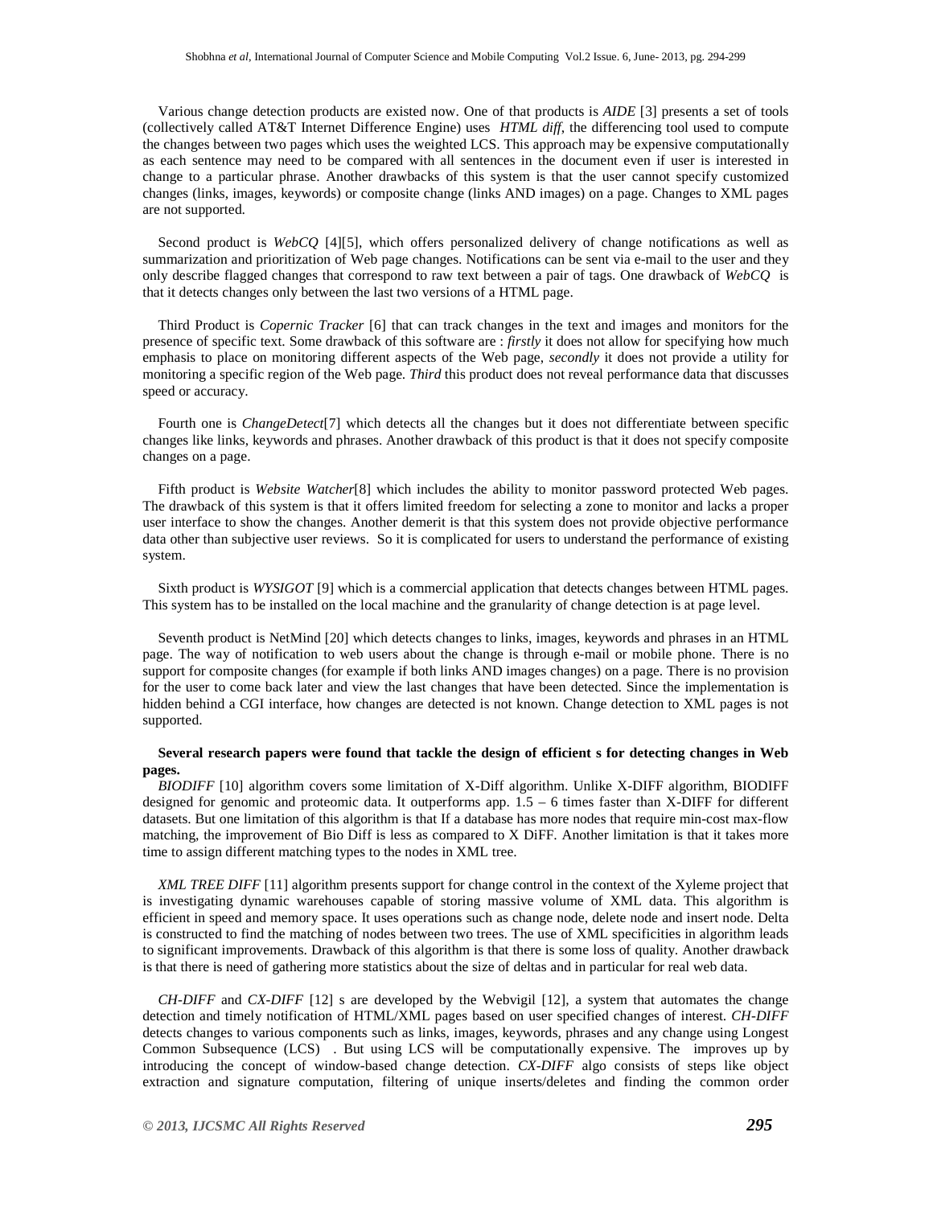Various change detection products are existed now. One of that products is *AIDE* [3] presents a set of tools (collectively called AT&T Internet Difference Engine) uses *HTML diff*, the differencing tool used to compute the changes between two pages which uses the weighted LCS. This approach may be expensive computationally as each sentence may need to be compared with all sentences in the document even if user is interested in change to a particular phrase. Another drawbacks of this system is that the user cannot specify customized changes (links, images, keywords) or composite change (links AND images) on a page. Changes to XML pages are not supported.

Second product is *WebCQ* [4][5], which offers personalized delivery of change notifications as well as summarization and prioritization of Web page changes. Notifications can be sent via e-mail to the user and they only describe flagged changes that correspond to raw text between a pair of tags. One drawback of *WebCQ* is that it detects changes only between the last two versions of a HTML page.

Third Product is *Copernic Tracker* [6] that can track changes in the text and images and monitors for the presence of specific text. Some drawback of this software are : *firstly* it does not allow for specifying how much emphasis to place on monitoring different aspects of the Web page, *secondly* it does not provide a utility for monitoring a specific region of the Web page. *Third* this product does not reveal performance data that discusses speed or accuracy.

Fourth one is *ChangeDetect*[7] which detects all the changes but it does not differentiate between specific changes like links, keywords and phrases. Another drawback of this product is that it does not specify composite changes on a page.

Fifth product is *Website Watcher*[8] which includes the ability to monitor password protected Web pages. The drawback of this system is that it offers limited freedom for selecting a zone to monitor and lacks a proper user interface to show the changes. Another demerit is that this system does not provide objective performance data other than subjective user reviews. So it is complicated for users to understand the performance of existing system.

Sixth product is *WYSIGOT* [9] which is a commercial application that detects changes between HTML pages. This system has to be installed on the local machine and the granularity of change detection is at page level.

Seventh product is NetMind [20] which detects changes to links, images, keywords and phrases in an HTML page. The way of notification to web users about the change is through e-mail or mobile phone. There is no support for composite changes (for example if both links AND images changes) on a page. There is no provision for the user to come back later and view the last changes that have been detected. Since the implementation is hidden behind a CGI interface, how changes are detected is not known. Change detection to XML pages is not supported.

**Several research papers were found that tackle the design of efficient s for detecting changes in Web pages.**

*BIODIFF* [10] algorithm covers some limitation of X-Diff algorithm. Unlike X-DIFF algorithm, BIODIFF designed for genomic and proteomic data. It outperforms app. 1.5 – 6 times faster than X-DIFF for different datasets. But one limitation of this algorithm is that If a database has more nodes that require min-cost max-flow matching, the improvement of Bio Diff is less as compared to X DiFF. Another limitation is that it takes more time to assign different matching types to the nodes in XML tree.

*XML TREE DIFF* [11] algorithm presents support for change control in the context of the Xyleme project that is investigating dynamic warehouses capable of storing massive volume of XML data. This algorithm is efficient in speed and memory space. It uses operations such as change node, delete node and insert node. Delta is constructed to find the matching of nodes between two trees. The use of XML specificities in algorithm leads to significant improvements. Drawback of this algorithm is that there is some loss of quality. Another drawback is that there is need of gathering more statistics about the size of deltas and in particular for real web data.

*CH-DIFF* and *CX-DIFF* [12] s are developed by the Webvigil [12], a system that automates the change detection and timely notification of HTML/XML pages based on user specified changes of interest. *CH-DIFF* detects changes to various components such as links, images, keywords, phrases and any change using Longest Common Subsequence (LCS) . But using LCS will be computationally expensive. The improves up by introducing the concept of window-based change detection. *CX-DIFF* algo consists of steps like object extraction and signature computation, filtering of unique inserts/deletes and finding the common order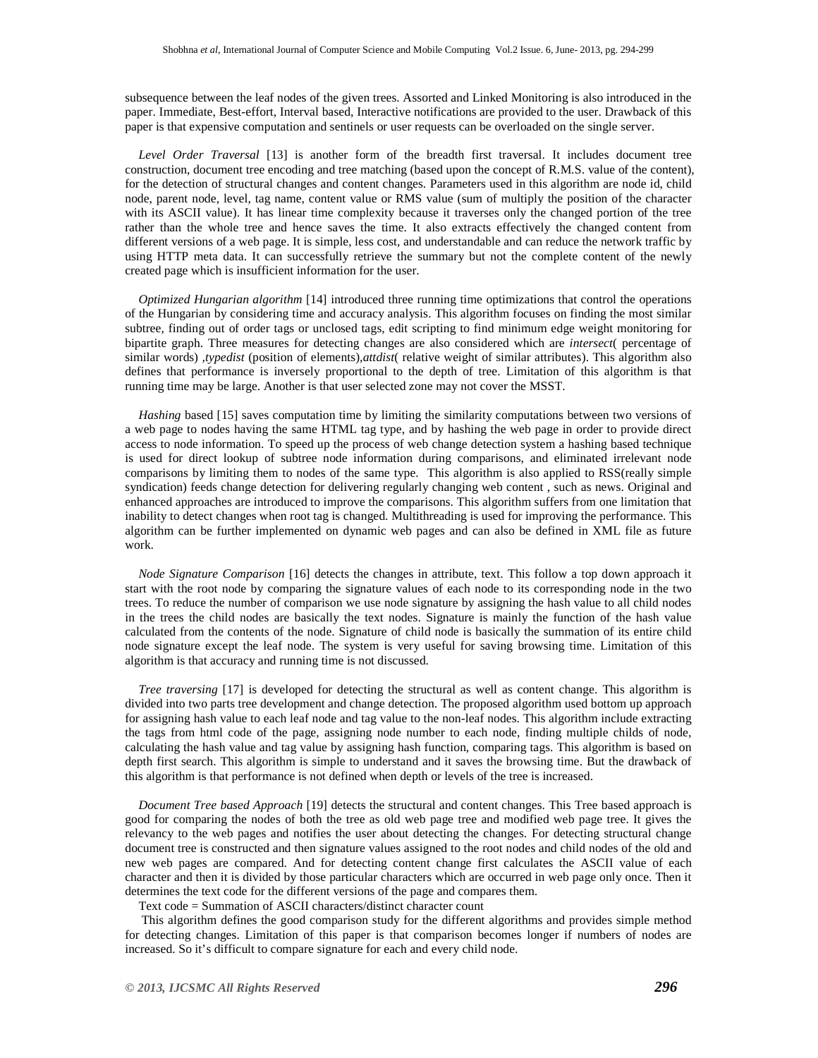subsequence between the leaf nodes of the given trees. Assorted and Linked Monitoring is also introduced in the paper. Immediate, Best-effort, Interval based, Interactive notifications are provided to the user. Drawback of this paper is that expensive computation and sentinels or user requests can be overloaded on the single server.

*Level Order Traversal* [13] is another form of the breadth first traversal. It includes document tree construction, document tree encoding and tree matching (based upon the concept of R.M.S. value of the content), for the detection of structural changes and content changes. Parameters used in this algorithm are node id, child node, parent node, level, tag name, content value or RMS value (sum of multiply the position of the character with its ASCII value). It has linear time complexity because it traverses only the changed portion of the tree rather than the whole tree and hence saves the time. It also extracts effectively the changed content from different versions of a web page. It is simple, less cost, and understandable and can reduce the network traffic by using HTTP meta data. It can successfully retrieve the summary but not the complete content of the newly created page which is insufficient information for the user.

*Optimized Hungarian algorithm* [14] introduced three running time optimizations that control the operations of the Hungarian by considering time and accuracy analysis. This algorithm focuses on finding the most similar subtree, finding out of order tags or unclosed tags, edit scripting to find minimum edge weight monitoring for bipartite graph. Three measures for detecting changes are also considered which are *intersect*( percentage of similar words) ,*typedist* (position of elements),*attdist*( relative weight of similar attributes). This algorithm also defines that performance is inversely proportional to the depth of tree. Limitation of this algorithm is that running time may be large. Another is that user selected zone may not cover the MSST.

*Hashing* based [15] saves computation time by limiting the similarity computations between two versions of a web page to nodes having the same HTML tag type, and by hashing the web page in order to provide direct access to node information. To speed up the process of web change detection system a hashing based technique is used for direct lookup of subtree node information during comparisons, and eliminated irrelevant node comparisons by limiting them to nodes of the same type. This algorithm is also applied to RSS(really simple syndication) feeds change detection for delivering regularly changing web content , such as news. Original and enhanced approaches are introduced to improve the comparisons. This algorithm suffers from one limitation that inability to detect changes when root tag is changed. Multithreading is used for improving the performance. This algorithm can be further implemented on dynamic web pages and can also be defined in XML file as future work.

*Node Signature Comparison* [16] detects the changes in attribute, text. This follow a top down approach it start with the root node by comparing the signature values of each node to its corresponding node in the two trees. To reduce the number of comparison we use node signature by assigning the hash value to all child nodes in the trees the child nodes are basically the text nodes. Signature is mainly the function of the hash value calculated from the contents of the node. Signature of child node is basically the summation of its entire child node signature except the leaf node. The system is very useful for saving browsing time. Limitation of this algorithm is that accuracy and running time is not discussed.

*Tree traversing* [17] is developed for detecting the structural as well as content change. This algorithm is divided into two parts tree development and change detection. The proposed algorithm used bottom up approach for assigning hash value to each leaf node and tag value to the non-leaf nodes. This algorithm include extracting the tags from html code of the page, assigning node number to each node, finding multiple childs of node, calculating the hash value and tag value by assigning hash function, comparing tags. This algorithm is based on depth first search. This algorithm is simple to understand and it saves the browsing time. But the drawback of this algorithm is that performance is not defined when depth or levels of the tree is increased.

*Document Tree based Approach* [19] detects the structural and content changes. This Tree based approach is good for comparing the nodes of both the tree as old web page tree and modified web page tree. It gives the relevancy to the web pages and notifies the user about detecting the changes. For detecting structural change document tree is constructed and then signature values assigned to the root nodes and child nodes of the old and new web pages are compared. And for detecting content change first calculates the ASCII value of each character and then it is divided by those particular characters which are occurred in web page only once. Then it determines the text code for the different versions of the page and compares them.

Text code = Summation of ASCII characters/distinct character count

This algorithm defines the good comparison study for the different algorithms and provides simple method for detecting changes. Limitation of this paper is that comparison becomes longer if numbers of nodes are increased. So it's difficult to compare signature for each and every child node.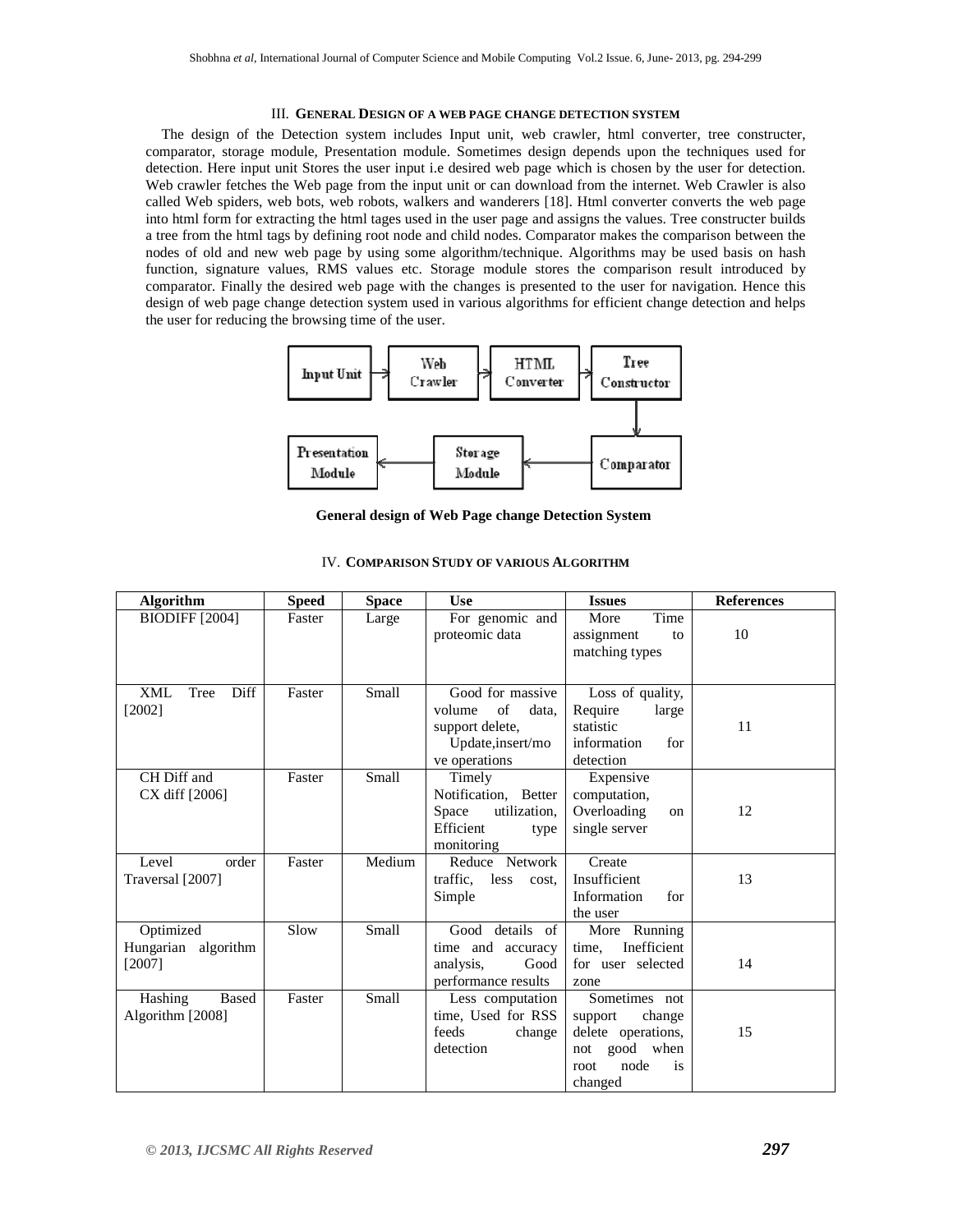## III. GENERAL DESIGN OF A WEB PAGE CHANGE DETECTION SYSTEM

The design of the Detection system includes Input unit, web crawler, html converter, tree constructer, comparator, storage module, Presentation module. Sometimes design depends upon the techniques used for detection. Here input unit Stores the user input i.e desired web page which is chosen by the user for detection. Web crawler fetches the Web page from the input unit or can download from the internet. Web Crawler is also called Web spiders, web bots, web robots, walkers and wanderers [18]. Html converter converts the web page into html form for extracting the html tages used in the user page and assigns the values. Tree constructer builds a tree from the html tags by defining root node and child nodes. Comparator makes the comparison between the nodes of old and new web page by using some algorithm/technique. Algorithms may be used basis on hash function, signature values, RMS values etc. Storage module stores the comparison result introduced by comparator. Finally the desired web page with the changes is presented to the user for navigation. Hence this design of web page change detection system used in various algorithms for efficient change detection and helps the user for reducing the browsing time of the user.

Input Unit → Web Crawler → HTML Converter → Tree Constructor → Comparator → Storage Module → Presentation Module

**General design of Web Page change Detection System**

## IV. COMPARISON STUDY OF VARIOUS ALGORITHM

| Algorithm | Speed | Space | Use | Issues | References |
|---|---|---|---|---|---|
| BIODIFF [2004] | Faster | Large | For genomic and proteomic data | More Time assignment to matching types | 10 |
| XML Tree Diff [2002] | Faster | Small | Good for massive volume of data, support delete, Update,insert/move operations | Loss of quality, Require large statistic information for detection | 11 |
| CH Diff and CX diff [2006] | Faster | Small | Timely Notification, Better Space utilization, Efficient type monitoring | Expensive computation, Overloading on single server | 12 |
| Level order Traversal [2007] | Faster | Medium | Reduce Network traffic, less cost, Simple | Create Insufficient Information for the user | 13 |
| Optimized Hungarian algorithm [2007] | Slow | Small | Good details of time and accuracy analysis, Good performance results | More Running time, Inefficient for user selected zone | 14 |
| Hashing Based Algorithm [2008] | Faster | Small | Less computation time, Used for RSS feeds change detection | Sometimes not support change delete operations, not good when root node is changed | 15 |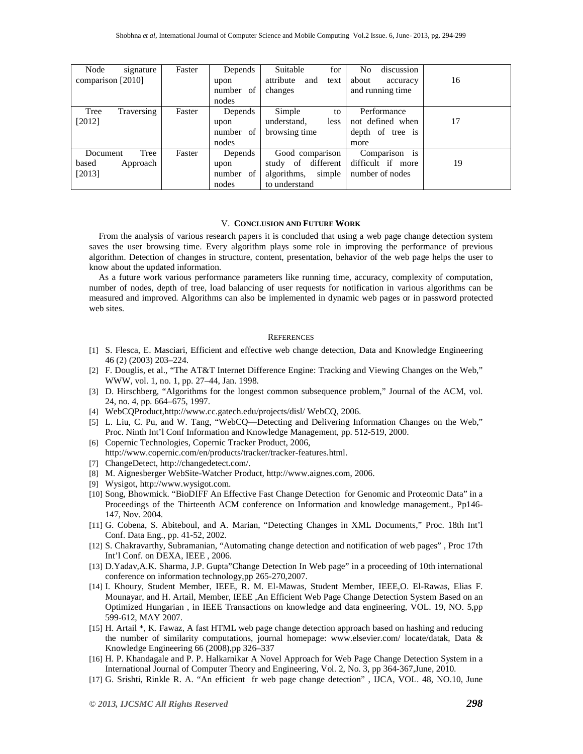| Node signature comparison [2010] | Faster | Depends upon number of nodes | Suitable for attribute and text changes | No discussion about accuracy and running time | 16 |
|---|---|---|---|---|---|
| Tree Traversing [2012] | Faster | Depends upon number of nodes | Simple to understand, less browsing time | Performance not defined when depth of tree is more | 17 |
| Document Tree based Approach [2013] | Faster | Depends upon number of nodes | Good comparison study of different algorithms, simple to understand | Comparison is difficult if more number of nodes | 19 |

## V. Conclusion and Future Work

From the analysis of various research papers it is concluded that using a web page change detection system saves the user browsing time. Every algorithm plays some role in improving the performance of previous algorithm. Detection of changes in structure, content, presentation, behavior of the web page helps the user to know about the updated information.

As a future work various performance parameters like running time, accuracy, complexity of computation, number of nodes, depth of tree, load balancing of user requests for notification in various algorithms can be measured and improved. Algorithms can also be implemented in dynamic web pages or in password protected web sites.

## References

[1] S. Flesca, E. Masciari, Efficient and effective web change detection, Data and Knowledge Engineering 46 (2) (2003) 203–224.

[2] F. Douglis, et al., "The AT&T Internet Difference Engine: Tracking and Viewing Changes on the Web," WWW, vol. 1, no. 1, pp. 27–44, Jan. 1998.

[3] D. Hirschberg, "Algorithms for the longest common subsequence problem," Journal of the ACM, vol. 24, no. 4, pp. 664–675, 1997.

[4] WebCQProduct,http://www.cc.gatech.edu/projects/disl/ WebCQ, 2006.

[5] L. Liu, C. Pu, and W. Tang, "WebCQ—Detecting and Delivering Information Changes on the Web," Proc. Ninth Int'l Conf Information and Knowledge Management, pp. 512-519, 2000.

[6] Copernic Technologies, Copernic Tracker Product, 2006, http://www.copernic.com/en/products/tracker/tracker-features.html.

[7] ChangeDetect, http://changedetect.com/.

[8] M. Aignesberger WebSite-Watcher Product, http://www.aignes.com, 2006.

[9] Wysigot, http://www.wysigot.com.

[10] Song, Bhowmick. "BioDIFF An Effective Fast Change Detection for Genomic and Proteomic Data" in a Proceedings of the Thirteenth ACM conference on Information and knowledge management., Pp146-147, Nov. 2004.

[11] G. Cobena, S. Abiteboul, and A. Marian, "Detecting Changes in XML Documents," Proc. 18th Int'l Conf. Data Eng., pp. 41-52, 2002.

[12] S. Chakravarthy, Subramanian, "Automating change detection and notification of web pages" , Proc 17th Int'l Conf. on DEXA, IEEE , 2006.

[13] D.Yadav,A.K. Sharma, J.P. Gupta"Change Detection In Web page" in a proceeding of 10th international conference on information technology,pp 265-270,2007.

[14] I. Khoury, Student Member, IEEE, R. M. El-Mawas, Student Member, IEEE,O. El-Rawas, Elias F. Mounayar, and H. Artail, Member, IEEE ,An Efficient Web Page Change Detection System Based on an Optimized Hungarian , in IEEE Transactions on knowledge and data engineering, VOL. 19, NO. 5,pp 599-612, MAY 2007.

[15] H. Artail *, K. Fawaz, A fast HTML web page change detection approach based on hashing and reducing the number of similarity computations, journal homepage: www.elsevier.com/ locate/datak, Data & Knowledge Engineering 66 (2008),pp 326–337

[16] H. P. Khandagale and P. P. Halkarnikar A Novel Approach for Web Page Change Detection System in a International Journal of Computer Theory and Engineering, Vol. 2, No. 3, pp 364-367,June, 2010.

[17] G. Srishti, Rinkle R. A. "An efficient fr web page change detection" , IJCA, VOL. 48, NO.10, June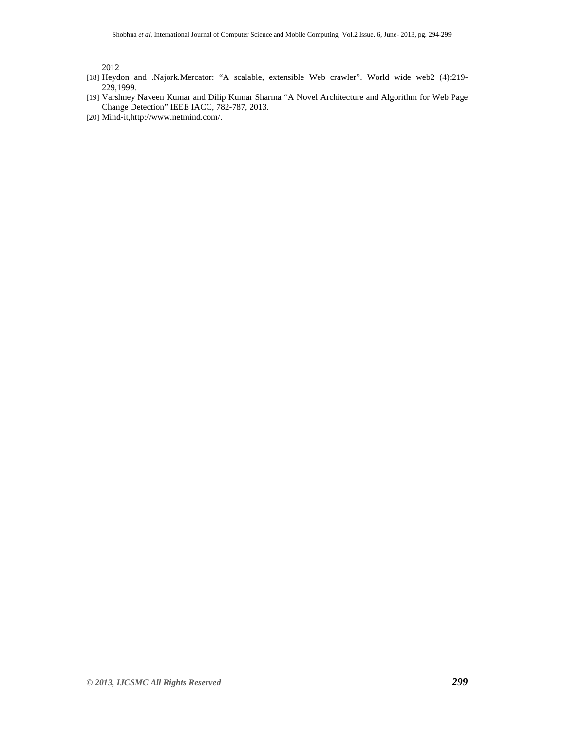2012

[18] Heydon and .Najork.Mercator: “A scalable, extensible Web crawler”. World wide web2 (4):219-229,1999.

[19] Varshney Naveen Kumar and Dilip Kumar Sharma “A Novel Architecture and Algorithm for Web Page Change Detection” IEEE IACC, 782-787, 2013.

[20] Mind-it,http://www.netmind.com/.